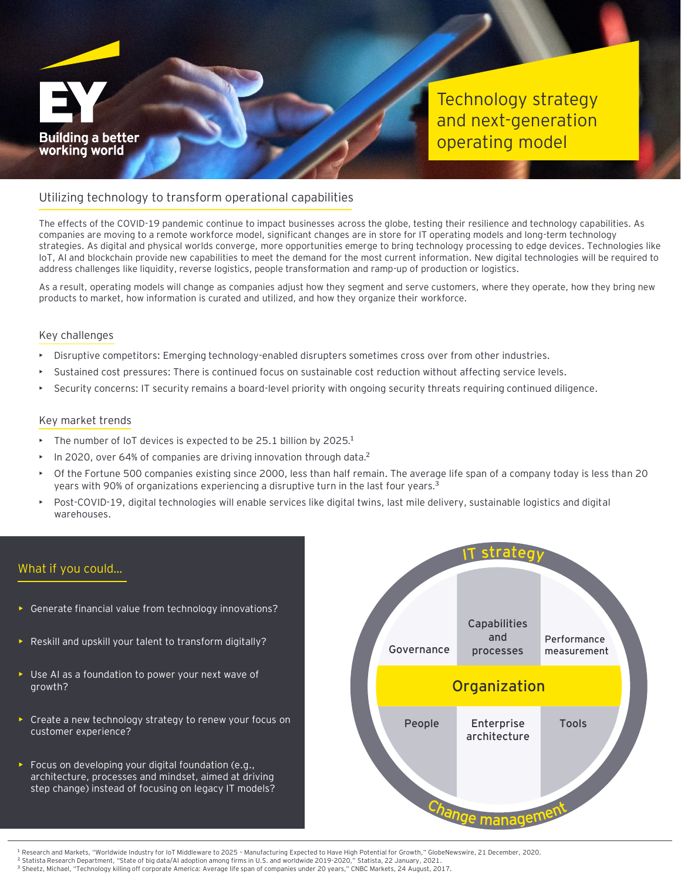EY Building a better working world

# Technology strategy and next-generation operating model

## Utilizing technology to transform operational capabilities

The effects of the COVID-19 pandemic continue to impact businesses across the globe, testing their resilience and technology capabilities. As companies are moving to a remote workforce model, significant changes are in store for IT operating models and long-term technology strategies. As digital and physical worlds converge, more opportunities emerge to bring technology processing to edge devices. Technologies like IoT, AI and blockchain provide new capabilities to meet the demand for the most current information. New digital technologies will be required to address challenges like liquidity, reverse logistics, people transformation and ramp-up of production or logistics.

As a result, operating models will change as companies adjust how they segment and serve customers, where they operate, how they bring new products to market, how information is curated and utilized, and how they organize their workforce.

### Key challenges

- Disruptive competitors: Emerging technology-enabled disrupters sometimes cross over from other industries.
- Sustained cost pressures: There is continued focus on sustainable cost reduction without affecting service levels.
- Security concerns: IT security remains a board-level priority with ongoing security threats requiring continued diligence.

### Key market trends

- The number of IoT devices is expected to be 25.1 billion by 2025.[1]
- In 2020, over 64% of companies are driving innovation through data.[2]
- Of the Fortune 500 companies existing since 2000, less than half remain. The average life span of a company today is less than 20 years with 90% of organizations experiencing a disruptive turn in the last four years.[3]
- Post-COVID-19, digital technologies will enable services like digital twins, last mile delivery, sustainable logistics and digital warehouses.

### What if you could...

- Generate financial value from technology innovations?
- Reskill and upskill your talent to transform digitally?
- Use AI as a foundation to power your next wave of growth?
- Create a new technology strategy to renew your focus on customer experience?
- Focus on developing your digital foundation (e.g., architecture, processes and mindset, aimed at driving step change) instead of focusing on legacy IT models?

IT strategy

Governance | Capabilities and processes | Performance measurement

Organization

People | Enterprise architecture | Tools

Change management

---

[1] Research and Markets, "Worldwide Industry for IoT Middleware to 2025 - Manufacturing Expected to Have High Potential for Growth," GlobeNewswire, 21 December, 2020.
[2] Statista Research Department, "State of big data/AI adoption among firms in U.S. and worldwide 2019-2020," Statista, 22 January, 2021.
[3] Sheetz, Michael, "Technology killing off corporate America: Average life span of companies under 20 years," CNBC Markets, 24 August, 2017.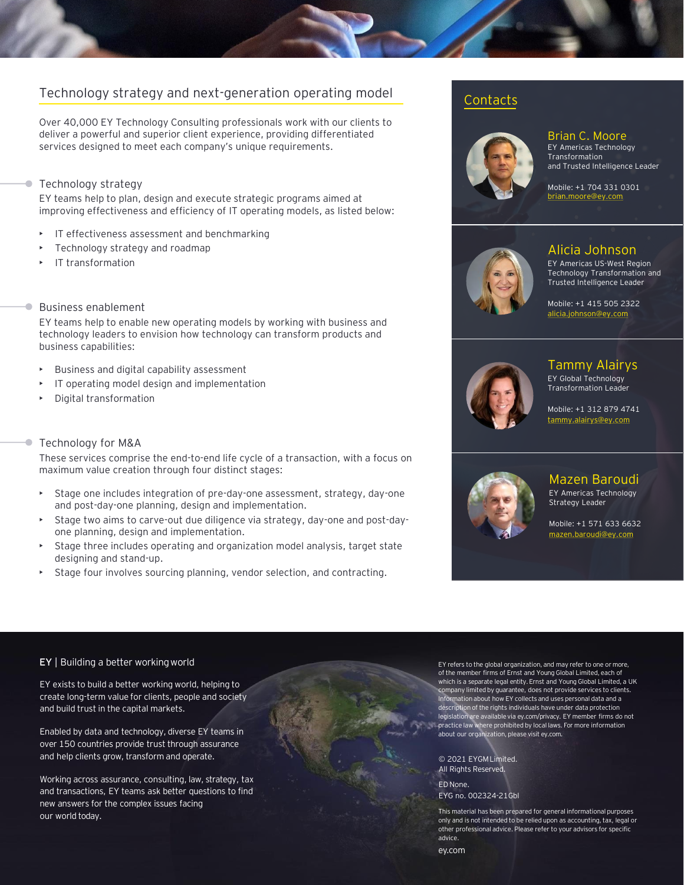## Technology strategy and next-generation operating model

Over 40,000 EY Technology Consulting professionals work with our clients to deliver a powerful and superior client experience, providing differentiated services designed to meet each company's unique requirements.

### Technology strategy

EY teams help to plan, design and execute strategic programs aimed at improving effectiveness and efficiency of IT operating models, as listed below:

- IT effectiveness assessment and benchmarking
- Technology strategy and roadmap
- IT transformation

### Business enablement

EY teams help to enable new operating models by working with business and technology leaders to envision how technology can transform products and business capabilities:

- Business and digital capability assessment
- IT operating model design and implementation
- Digital transformation

### Technology for M&A

These services comprise the end-to-end life cycle of a transaction, with a focus on maximum value creation through four distinct stages:

- Stage one includes integration of pre-day-one assessment, strategy, day-one and post-day-one planning, design and implementation.
- Stage two aims to carve-out due diligence via strategy, day-one and post-day-one planning, design and implementation.
- Stage three includes operating and organization model analysis, target state designing and stand-up.
- Stage four involves sourcing planning, vendor selection, and contracting.

## Contacts

**Brian C. Moore**
EY Americas Technology Transformation and Trusted Intelligence Leader

Mobile: +1 704 331 0301
brian.moore@ey.com

**Alicia Johnson**
EY Americas US-West Region Technology Transformation and Trusted Intelligence Leader

Mobile: +1 415 505 2322
alicia.johnson@ey.com

**Tammy Alairys**
EY Global Technology Transformation Leader

Mobile: +1 312 879 4741
tammy.alairys@ey.com

**Mazen Baroudi**
EY Americas Technology Strategy Leader

Mobile: +1 571 633 6632
mazen.baroudi@ey.com

**EY** | Building a better working world

EY exists to build a better working world, helping to create long-term value for clients, people and society and build trust in the capital markets.

Enabled by data and technology, diverse EY teams in over 150 countries provide trust through assurance and help clients grow, transform and operate.

Working across assurance, consulting, law, strategy, tax and transactions, EY teams ask better questions to find new answers for the complex issues facing our world today.

EY refers to the global organization, and may refer to one or more, of the member firms of Ernst and Young Global Limited, each of which is a separate legal entity. Ernst and Young Global Limited, a UK company limited by guarantee, does not provide services to clients. Information about how EY collects and uses personal data and a description of the rights individuals have under data protection legislation are available via ey.com/privacy. EY member firms do not practice law where prohibited by local laws. For more information about our organization, please visit ey.com.

© 2021 EYGM Limited.
All Rights Reserved.

ED None.
EYG no. 002324-21Gbl

This material has been prepared for general informational purposes only and is not intended to be relied upon as accounting, tax, legal or other professional advice. Please refer to your advisors for specific advice.

ey.com